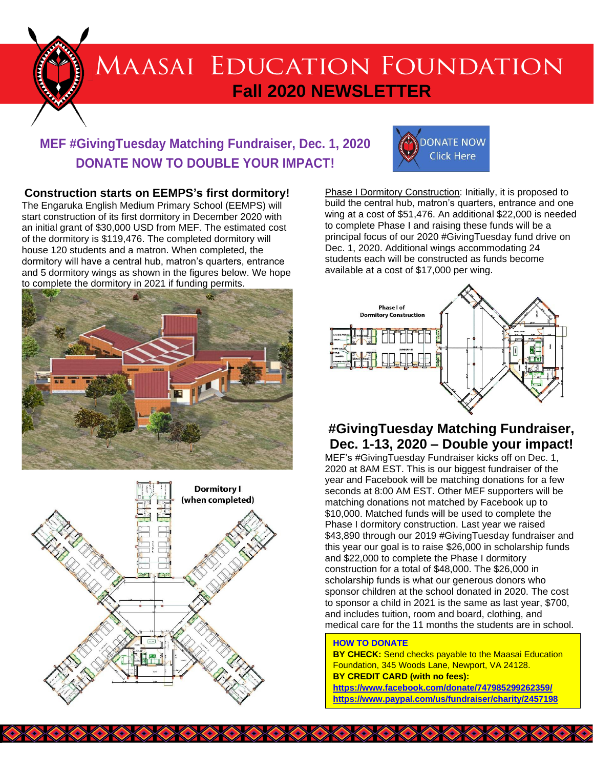# Maasai Education Foundation
## Fall 2020 NEWSLETTER

**MEF #GivingTuesday Matching Fundraiser, Dec. 1, 2020**
**DONATE NOW TO DOUBLE YOUR IMPACT!**

DONATE NOW Click Here

### Construction starts on EEMPS's first dormitory!

The Engaruka English Medium Primary School (EEMPS) will start construction of its first dormitory in December 2020 with an initial grant of $30,000 USD from MEF. The estimated cost of the dormitory is $119,476. The completed dormitory will house 120 students and a matron. When completed, the dormitory will have a central hub, matron's quarters, entrance and 5 dormitory wings as shown in the figures below. We hope to complete the dormitory in 2021 if funding permits.

Dormitory I (when completed)

Phase I Dormitory Construction: Initially, it is proposed to build the central hub, matron's quarters, entrance and one wing at a cost of $51,476. An additional $22,000 is needed to complete Phase I and raising these funds will be a principal focus of our 2020 #GivingTuesday fund drive on Dec. 1, 2020. Additional wings accommodating 24 students each will be constructed as funds become available at a cost of $17,000 per wing.

Phase I of Dormitory Construction

### #GivingTuesday Matching Fundraiser, Dec. 1-13, 2020 – Double your impact!

MEF's #GivingTuesday Fundraiser kicks off on Dec. 1, 2020 at 8AM EST. This is our biggest fundraiser of the year and Facebook will be matching donations for a few seconds at 8:00 AM EST. Other MEF supporters will be matching donations not matched by Facebook up to $10,000. Matched funds will be used to complete the Phase I dormitory construction. Last year we raised $43,890 through our 2019 #GivingTuesday fundraiser and this year our goal is to raise $26,000 in scholarship funds and $22,000 to complete the Phase I dormitory construction for a total of $48,000. The $26,000 in scholarship funds is what our generous donors who sponsor children at the school donated in 2020. The cost to sponsor a child in 2021 is the same as last year, $700, and includes tuition, room and board, clothing, and medical care for the 11 months the students are in school.

**HOW TO DONATE**
**BY CHECK:** Send checks payable to the Maasai Education Foundation, 345 Woods Lane, Newport, VA 24128.
**BY CREDIT CARD (with no fees):**
**https://www.facebook.com/donate/747985299262359/**
**https://www.paypal.com/us/fundraiser/charity/2457198**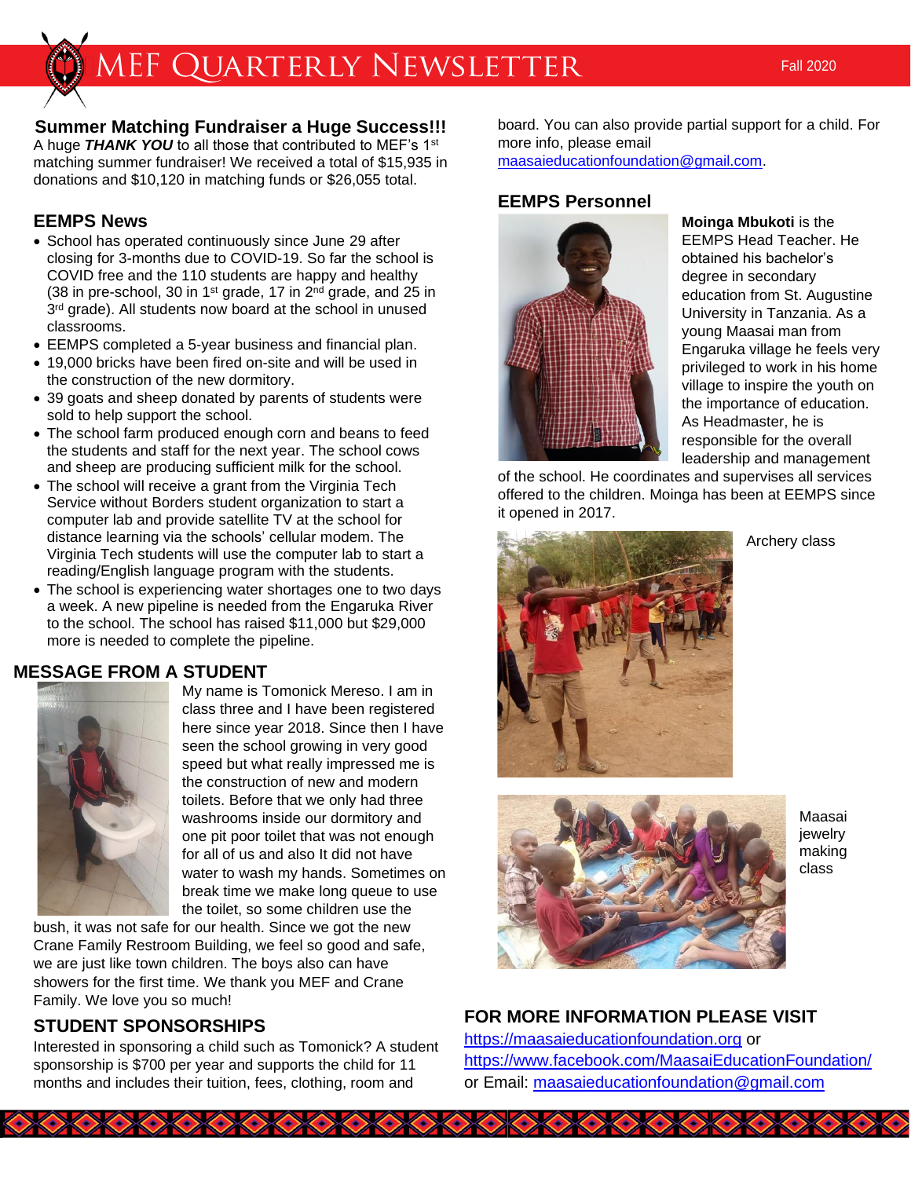# MEF Quarterly Newsletter

Fall 2020

## Summer Matching Fundraiser a Huge Success!!!

A huge ***THANK YOU*** to all those that contributed to MEF's 1st matching summer fundraiser! We received a total of $15,935 in donations and $10,120 in matching funds or $26,055 total.

## EEMPS News

- School has operated continuously since June 29 after closing for 3-months due to COVID-19. So far the school is COVID free and the 110 students are happy and healthy (38 in pre-school, 30 in 1st grade, 17 in 2nd grade, and 25 in 3rd grade). All students now board at the school in unused classrooms.
- EEMPS completed a 5-year business and financial plan.
- 19,000 bricks have been fired on-site and will be used in the construction of the new dormitory.
- 39 goats and sheep donated by parents of students were sold to help support the school.
- The school farm produced enough corn and beans to feed the students and staff for the next year. The school cows and sheep are producing sufficient milk for the school.
- The school will receive a grant from the Virginia Tech Service without Borders student organization to start a computer lab and provide satellite TV at the school for distance learning via the schools' cellular modem. The Virginia Tech students will use the computer lab to start a reading/English language program with the students.
- The school is experiencing water shortages one to two days a week. A new pipeline is needed from the Engaruka River to the school. The school has raised $11,000 but $29,000 more is needed to complete the pipeline.

## MESSAGE FROM A STUDENT

My name is Tomonick Mereso. I am in class three and I have been registered here since year 2018. Since then I have seen the school growing in very good speed but what really impressed me is the construction of new and modern toilets. Before that we only had three washrooms inside our dormitory and one pit poor toilet that was not enough for all of us and also It did not have water to wash my hands. Sometimes on break time we make long queue to use the toilet, so some children use the bush, it was not safe for our health. Since we got the new Crane Family Restroom Building, we feel so good and safe, we are just like town children. The boys also can have showers for the first time. We thank you MEF and Crane Family. We love you so much!

## STUDENT SPONSORSHIPS

Interested in sponsoring a child such as Tomonick? A student sponsorship is $700 per year and supports the child for 11 months and includes their tuition, fees, clothing, room and board. You can also provide partial support for a child. For more info, please email maasaieducationfoundation@gmail.com.

## EEMPS Personnel

**Moinga Mbukoti** is the EEMPS Head Teacher. He obtained his bachelor's degree in secondary education from St. Augustine University in Tanzania. As a young Maasai man from Engaruka village he feels very privileged to work in his home village to inspire the youth on the importance of education. As Headmaster, he is responsible for the overall leadership and management of the school. He coordinates and supervises all services offered to the children. Moinga has been at EEMPS since it opened in 2017.

Archery class

Maasai jewelry making class

## FOR MORE INFORMATION PLEASE VISIT

https://maasaieducationfoundation.org or
https://www.facebook.com/MaasaiEducationFoundation/
or Email: maasaieducationfoundation@gmail.com